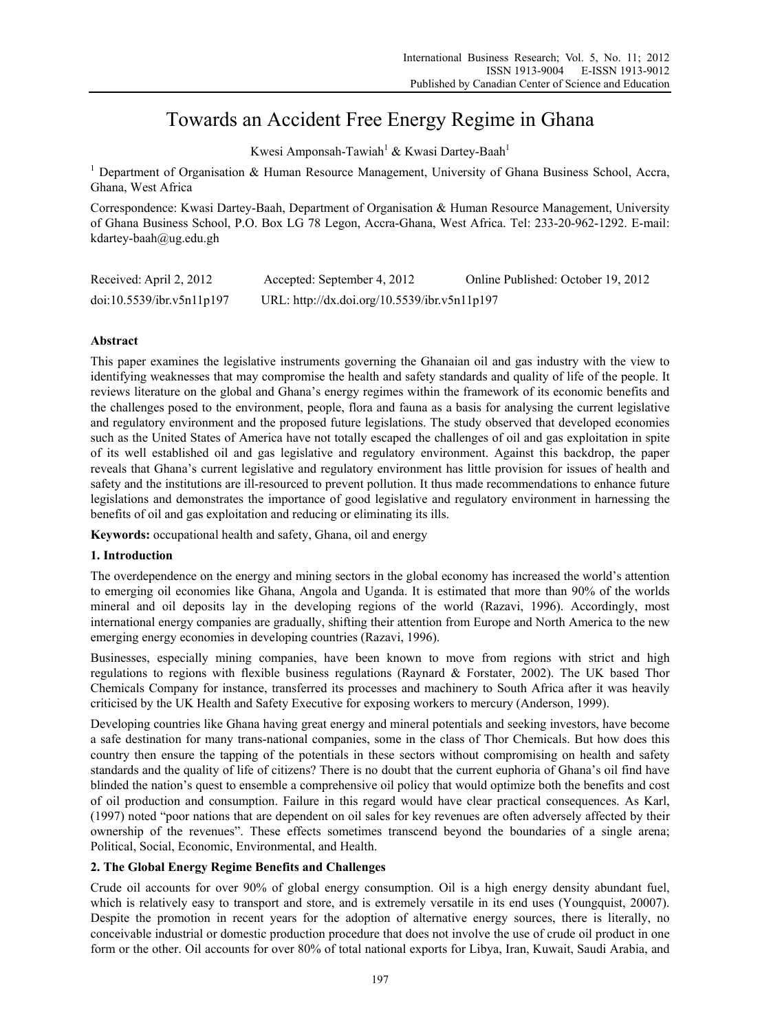# Towards an Accident Free Energy Regime in Ghana

Kwesi Amponsah-Tawiah[1] & Kwasi Dartey-Baah[1]

[1] Department of Organisation & Human Resource Management, University of Ghana Business School, Accra, Ghana, West Africa

Correspondence: Kwasi Dartey-Baah, Department of Organisation & Human Resource Management, University of Ghana Business School, P.O. Box LG 78 Legon, Accra-Ghana, West Africa. Tel: 233-20-962-1292. E-mail: kdartey-baah@ug.edu.gh

Received: April 2, 2012 Accepted: September 4, 2012 Online Published: October 19, 2012

doi:10.5539/ibr.v5n11p197 URL: http://dx.doi.org/10.5539/ibr.v5n11p197

**Abstract**

This paper examines the legislative instruments governing the Ghanaian oil and gas industry with the view to identifying weaknesses that may compromise the health and safety standards and quality of life of the people. It reviews literature on the global and Ghana's energy regimes within the framework of its economic benefits and the challenges posed to the environment, people, flora and fauna as a basis for analysing the current legislative and regulatory environment and the proposed future legislations. The study observed that developed economies such as the United States of America have not totally escaped the challenges of oil and gas exploitation in spite of its well established oil and gas legislative and regulatory environment. Against this backdrop, the paper reveals that Ghana's current legislative and regulatory environment has little provision for issues of health and safety and the institutions are ill-resourced to prevent pollution. It thus made recommendations to enhance future legislations and demonstrates the importance of good legislative and regulatory environment in harnessing the benefits of oil and gas exploitation and reducing or eliminating its ills.

**Keywords:** occupational health and safety, Ghana, oil and energy

## 1. Introduction

The overdependence on the energy and mining sectors in the global economy has increased the world's attention to emerging oil economies like Ghana, Angola and Uganda. It is estimated that more than 90% of the worlds mineral and oil deposits lay in the developing regions of the world (Razavi, 1996). Accordingly, most international energy companies are gradually, shifting their attention from Europe and North America to the new emerging energy economies in developing countries (Razavi, 1996).

Businesses, especially mining companies, have been known to move from regions with strict and high regulations to regions with flexible business regulations (Raynard & Forstater, 2002). The UK based Thor Chemicals Company for instance, transferred its processes and machinery to South Africa after it was heavily criticised by the UK Health and Safety Executive for exposing workers to mercury (Anderson, 1999).

Developing countries like Ghana having great energy and mineral potentials and seeking investors, have become a safe destination for many trans-national companies, some in the class of Thor Chemicals. But how does this country then ensure the tapping of the potentials in these sectors without compromising on health and safety standards and the quality of life of citizens? There is no doubt that the current euphoria of Ghana's oil find have blinded the nation's quest to ensemble a comprehensive oil policy that would optimize both the benefits and cost of oil production and consumption. Failure in this regard would have clear practical consequences. As Karl, (1997) noted "poor nations that are dependent on oil sales for key revenues are often adversely affected by their ownership of the revenues". These effects sometimes transcend beyond the boundaries of a single arena; Political, Social, Economic, Environmental, and Health.

## 2. The Global Energy Regime Benefits and Challenges

Crude oil accounts for over 90% of global energy consumption. Oil is a high energy density abundant fuel, which is relatively easy to transport and store, and is extremely versatile in its end uses (Youngquist, 20007). Despite the promotion in recent years for the adoption of alternative energy sources, there is literally, no conceivable industrial or domestic production procedure that does not involve the use of crude oil product in one form or the other. Oil accounts for over 80% of total national exports for Libya, Iran, Kuwait, Saudi Arabia, and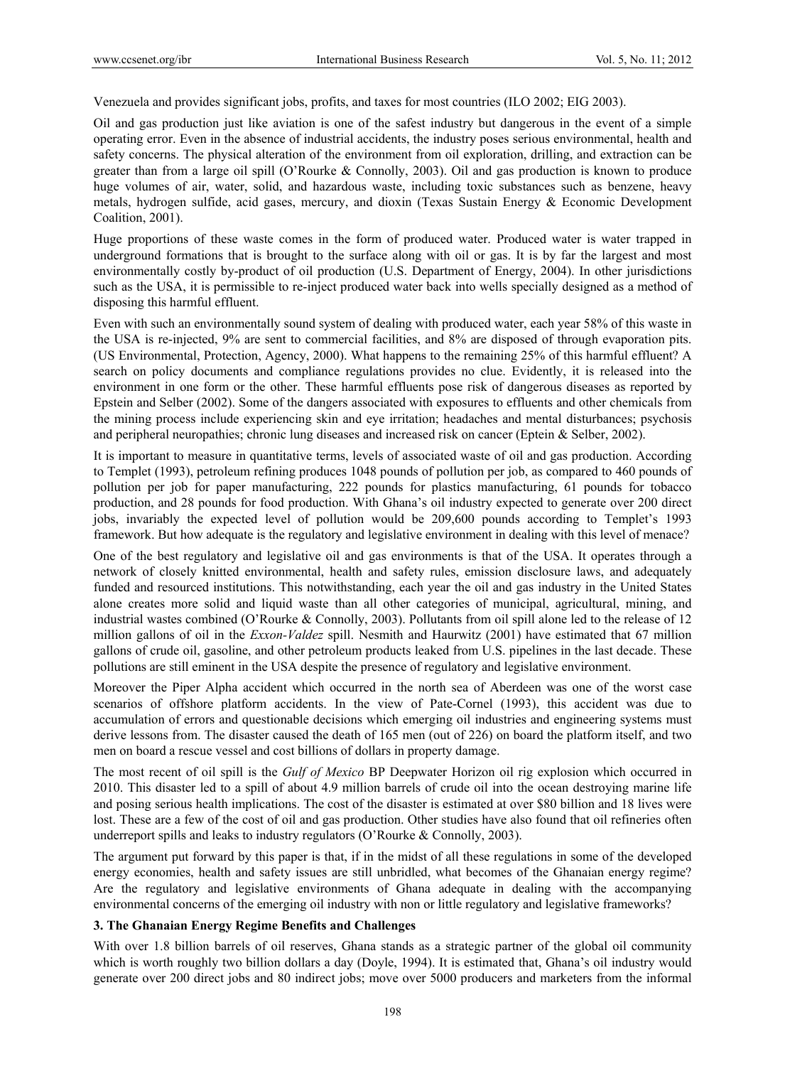Venezuela and provides significant jobs, profits, and taxes for most countries (ILO 2002; EIG 2003).

Oil and gas production just like aviation is one of the safest industry but dangerous in the event of a simple operating error. Even in the absence of industrial accidents, the industry poses serious environmental, health and safety concerns. The physical alteration of the environment from oil exploration, drilling, and extraction can be greater than from a large oil spill (O'Rourke & Connolly, 2003). Oil and gas production is known to produce huge volumes of air, water, solid, and hazardous waste, including toxic substances such as benzene, heavy metals, hydrogen sulfide, acid gases, mercury, and dioxin (Texas Sustain Energy & Economic Development Coalition, 2001).

Huge proportions of these waste comes in the form of produced water. Produced water is water trapped in underground formations that is brought to the surface along with oil or gas. It is by far the largest and most environmentally costly by-product of oil production (U.S. Department of Energy, 2004). In other jurisdictions such as the USA, it is permissible to re-inject produced water back into wells specially designed as a method of disposing this harmful effluent.

Even with such an environmentally sound system of dealing with produced water, each year 58% of this waste in the USA is re-injected, 9% are sent to commercial facilities, and 8% are disposed of through evaporation pits. (US Environmental, Protection, Agency, 2000). What happens to the remaining 25% of this harmful effluent? A search on policy documents and compliance regulations provides no clue. Evidently, it is released into the environment in one form or the other. These harmful effluents pose risk of dangerous diseases as reported by Epstein and Selber (2002). Some of the dangers associated with exposures to effluents and other chemicals from the mining process include experiencing skin and eye irritation; headaches and mental disturbances; psychosis and peripheral neuropathies; chronic lung diseases and increased risk on cancer (Eptein & Selber, 2002).

It is important to measure in quantitative terms, levels of associated waste of oil and gas production. According to Templet (1993), petroleum refining produces 1048 pounds of pollution per job, as compared to 460 pounds of pollution per job for paper manufacturing, 222 pounds for plastics manufacturing, 61 pounds for tobacco production, and 28 pounds for food production. With Ghana's oil industry expected to generate over 200 direct jobs, invariably the expected level of pollution would be 209,600 pounds according to Templet's 1993 framework. But how adequate is the regulatory and legislative environment in dealing with this level of menace?

One of the best regulatory and legislative oil and gas environments is that of the USA. It operates through a network of closely knitted environmental, health and safety rules, emission disclosure laws, and adequately funded and resourced institutions. This notwithstanding, each year the oil and gas industry in the United States alone creates more solid and liquid waste than all other categories of municipal, agricultural, mining, and industrial wastes combined (O'Rourke & Connolly, 2003). Pollutants from oil spill alone led to the release of 12 million gallons of oil in the *Exxon-Valdez* spill. Nesmith and Haurwitz (2001) have estimated that 67 million gallons of crude oil, gasoline, and other petroleum products leaked from U.S. pipelines in the last decade. These pollutions are still eminent in the USA despite the presence of regulatory and legislative environment.

Moreover the Piper Alpha accident which occurred in the north sea of Aberdeen was one of the worst case scenarios of offshore platform accidents. In the view of Pate-Cornel (1993), this accident was due to accumulation of errors and questionable decisions which emerging oil industries and engineering systems must derive lessons from. The disaster caused the death of 165 men (out of 226) on board the platform itself, and two men on board a rescue vessel and cost billions of dollars in property damage.

The most recent of oil spill is the *Gulf of Mexico* BP Deepwater Horizon oil rig explosion which occurred in 2010. This disaster led to a spill of about 4.9 million barrels of crude oil into the ocean destroying marine life and posing serious health implications. The cost of the disaster is estimated at over $80 billion and 18 lives were lost. These are a few of the cost of oil and gas production. Other studies have also found that oil refineries often underreport spills and leaks to industry regulators (O'Rourke & Connolly, 2003).

The argument put forward by this paper is that, if in the midst of all these regulations in some of the developed energy economies, health and safety issues are still unbridled, what becomes of the Ghanaian energy regime? Are the regulatory and legislative environments of Ghana adequate in dealing with the accompanying environmental concerns of the emerging oil industry with non or little regulatory and legislative frameworks?

## 3. The Ghanaian Energy Regime Benefits and Challenges

With over 1.8 billion barrels of oil reserves, Ghana stands as a strategic partner of the global oil community which is worth roughly two billion dollars a day (Doyle, 1994). It is estimated that, Ghana's oil industry would generate over 200 direct jobs and 80 indirect jobs; move over 5000 producers and marketers from the informal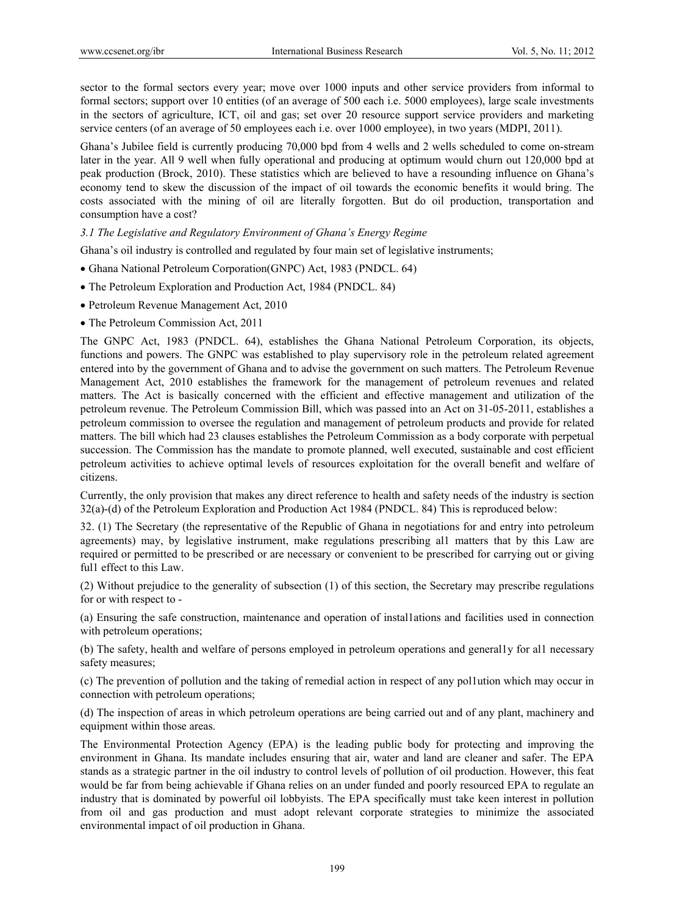sector to the formal sectors every year; move over 1000 inputs and other service providers from informal to formal sectors; support over 10 entities (of an average of 500 each i.e. 5000 employees), large scale investments in the sectors of agriculture, ICT, oil and gas; set over 20 resource support service providers and marketing service centers (of an average of 50 employees each i.e. over 1000 employee), in two years (MDPI, 2011).

Ghana's Jubilee field is currently producing 70,000 bpd from 4 wells and 2 wells scheduled to come on-stream later in the year. All 9 well when fully operational and producing at optimum would churn out 120,000 bpd at peak production (Brock, 2010). These statistics which are believed to have a resounding influence on Ghana's economy tend to skew the discussion of the impact of oil towards the economic benefits it would bring. The costs associated with the mining of oil are literally forgotten. But do oil production, transportation and consumption have a cost?

### *3.1 The Legislative and Regulatory Environment of Ghana's Energy Regime*

Ghana's oil industry is controlled and regulated by four main set of legislative instruments;

- Ghana National Petroleum Corporation(GNPC) Act, 1983 (PNDCL. 64)
- The Petroleum Exploration and Production Act, 1984 (PNDCL. 84)
- Petroleum Revenue Management Act, 2010
- The Petroleum Commission Act, 2011

The GNPC Act, 1983 (PNDCL. 64), establishes the Ghana National Petroleum Corporation, its objects, functions and powers. The GNPC was established to play supervisory role in the petroleum related agreement entered into by the government of Ghana and to advise the government on such matters. The Petroleum Revenue Management Act, 2010 establishes the framework for the management of petroleum revenues and related matters. The Act is basically concerned with the efficient and effective management and utilization of the petroleum revenue. The Petroleum Commission Bill, which was passed into an Act on 31-05-2011, establishes a petroleum commission to oversee the regulation and management of petroleum products and provide for related matters. The bill which had 23 clauses establishes the Petroleum Commission as a body corporate with perpetual succession. The Commission has the mandate to promote planned, well executed, sustainable and cost efficient petroleum activities to achieve optimal levels of resources exploitation for the overall benefit and welfare of citizens.

Currently, the only provision that makes any direct reference to health and safety needs of the industry is section 32(a)-(d) of the Petroleum Exploration and Production Act 1984 (PNDCL. 84) This is reproduced below:

32. (1) The Secretary (the representative of the Republic of Ghana in negotiations for and entry into petroleum agreements) may, by legislative instrument, make regulations prescribing al1 matters that by this Law are required or permitted to be prescribed or are necessary or convenient to be prescribed for carrying out or giving ful1 effect to this Law.

(2) Without prejudice to the generality of subsection (1) of this section, the Secretary may prescribe regulations for or with respect to -

(a) Ensuring the safe construction, maintenance and operation of instal1ations and facilities used in connection with petroleum operations;

(b) The safety, health and welfare of persons employed in petroleum operations and general1y for al1 necessary safety measures;

(c) The prevention of pollution and the taking of remedial action in respect of any pol1ution which may occur in connection with petroleum operations;

(d) The inspection of areas in which petroleum operations are being carried out and of any plant, machinery and equipment within those areas.

The Environmental Protection Agency (EPA) is the leading public body for protecting and improving the environment in Ghana. Its mandate includes ensuring that air, water and land are cleaner and safer. The EPA stands as a strategic partner in the oil industry to control levels of pollution of oil production. However, this feat would be far from being achievable if Ghana relies on an under funded and poorly resourced EPA to regulate an industry that is dominated by powerful oil lobbyists. The EPA specifically must take keen interest in pollution from oil and gas production and must adopt relevant corporate strategies to minimize the associated environmental impact of oil production in Ghana.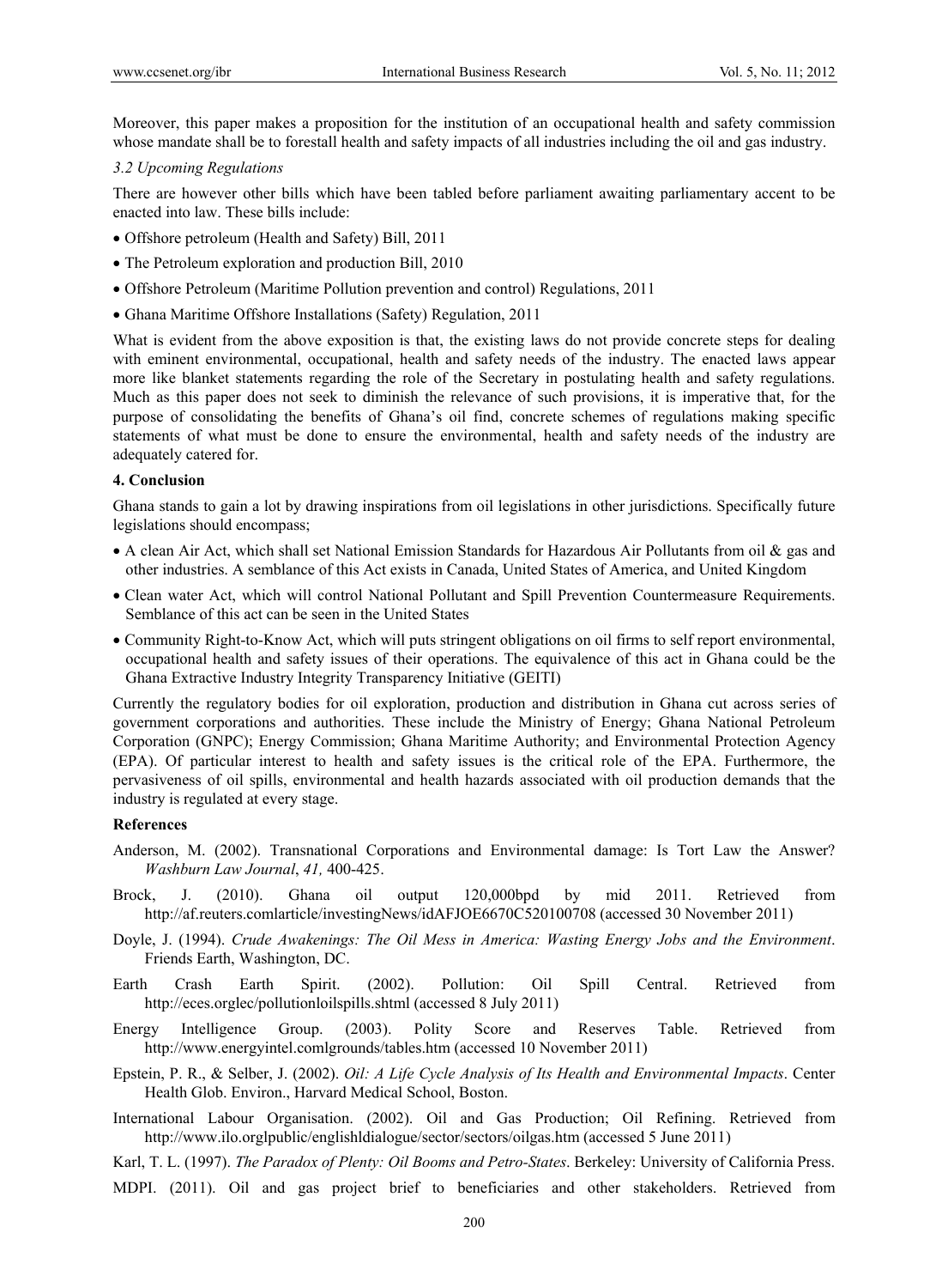Moreover, this paper makes a proposition for the institution of an occupational health and safety commission whose mandate shall be to forestall health and safety impacts of all industries including the oil and gas industry.

### *3.2 Upcoming Regulations*

There are however other bills which have been tabled before parliament awaiting parliamentary accent to be enacted into law. These bills include:

- Offshore petroleum (Health and Safety) Bill, 2011
- The Petroleum exploration and production Bill, 2010
- Offshore Petroleum (Maritime Pollution prevention and control) Regulations, 2011
- Ghana Maritime Offshore Installations (Safety) Regulation, 2011

What is evident from the above exposition is that, the existing laws do not provide concrete steps for dealing with eminent environmental, occupational, health and safety needs of the industry. The enacted laws appear more like blanket statements regarding the role of the Secretary in postulating health and safety regulations. Much as this paper does not seek to diminish the relevance of such provisions, it is imperative that, for the purpose of consolidating the benefits of Ghana's oil find, concrete schemes of regulations making specific statements of what must be done to ensure the environmental, health and safety needs of the industry are adequately catered for.

## 4. Conclusion

Ghana stands to gain a lot by drawing inspirations from oil legislations in other jurisdictions. Specifically future legislations should encompass;

- A clean Air Act, which shall set National Emission Standards for Hazardous Air Pollutants from oil & gas and other industries. A semblance of this Act exists in Canada, United States of America, and United Kingdom
- Clean water Act, which will control National Pollutant and Spill Prevention Countermeasure Requirements. Semblance of this act can be seen in the United States
- Community Right-to-Know Act, which will puts stringent obligations on oil firms to self report environmental, occupational health and safety issues of their operations. The equivalence of this act in Ghana could be the Ghana Extractive Industry Integrity Transparency Initiative (GEITI)

Currently the regulatory bodies for oil exploration, production and distribution in Ghana cut across series of government corporations and authorities. These include the Ministry of Energy; Ghana National Petroleum Corporation (GNPC); Energy Commission; Ghana Maritime Authority; and Environmental Protection Agency (EPA). Of particular interest to health and safety issues is the critical role of the EPA. Furthermore, the pervasiveness of oil spills, environmental and health hazards associated with oil production demands that the industry is regulated at every stage.

## References

Anderson, M. (2002). Transnational Corporations and Environmental damage: Is Tort Law the Answer? *Washburn Law Journal*, *41,* 400-425.

Brock, J. (2010). Ghana oil output 120,000bpd by mid 2011. Retrieved from http://af.reuters.comlarticle/investingNews/idAFJOE6670C520100708 (accessed 30 November 2011)

Doyle, J. (1994). *Crude Awakenings: The Oil Mess in America: Wasting Energy Jobs and the Environment*. Friends Earth, Washington, DC.

Earth Crash Earth Spirit. (2002). Pollution: Oil Spill Central. Retrieved from http://eces.orglec/pollutionloilspills.shtml (accessed 8 July 2011)

Energy Intelligence Group. (2003). Polity Score and Reserves Table. Retrieved from http://www.energyintel.comlgrounds/tables.htm (accessed 10 November 2011)

Epstein, P. R., & Selber, J. (2002). *Oil: A Life Cycle Analysis of Its Health and Environmental Impacts*. Center Health Glob. Environ., Harvard Medical School, Boston.

International Labour Organisation. (2002). Oil and Gas Production; Oil Refining. Retrieved from http://www.ilo.orglpublic/englishldialogue/sector/sectors/oilgas.htm (accessed 5 June 2011)

Karl, T. L. (1997). *The Paradox of Plenty: Oil Booms and Petro-States*. Berkeley: University of California Press.

MDPI. (2011). Oil and gas project brief to beneficiaries and other stakeholders. Retrieved from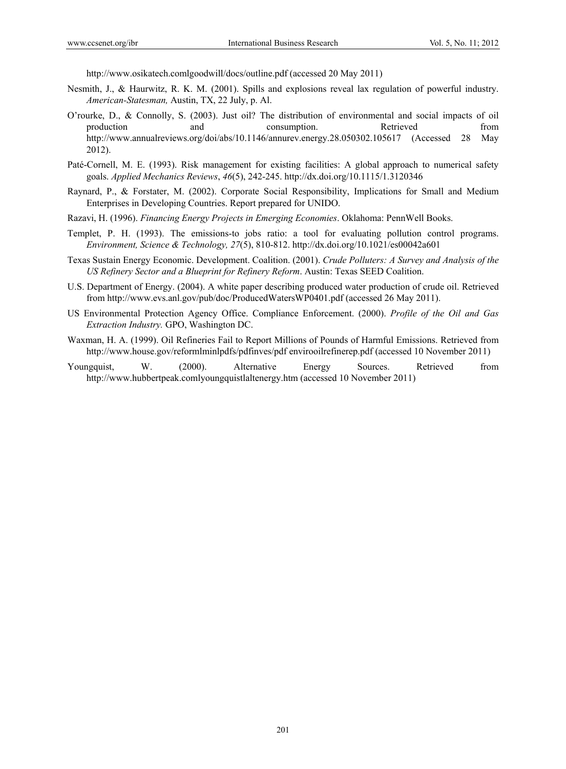http://www.osikatech.comlgoodwill/docs/outline.pdf (accessed 20 May 2011)

Nesmith, J., & Haurwitz, R. K. M. (2001). Spills and explosions reveal lax regulation of powerful industry. *American-Statesman,* Austin, TX, 22 July, p. Al.

O'rourke, D., & Connolly, S. (2003). Just oil? The distribution of environmental and social impacts of oil production and consumption. Retrieved from http://www.annualreviews.org/doi/abs/10.1146/annurev.energy.28.050302.105617 (Accessed 28 May 2012).

Paté-Cornell, M. E. (1993). Risk management for existing facilities: A global approach to numerical safety goals. *Applied Mechanics Reviews*, *46*(5), 242-245. http://dx.doi.org/10.1115/1.3120346

Raynard, P., & Forstater, M. (2002). Corporate Social Responsibility, Implications for Small and Medium Enterprises in Developing Countries. Report prepared for UNIDO.

Razavi, H. (1996). *Financing Energy Projects in Emerging Economies*. Oklahoma: PennWell Books.

Templet, P. H. (1993). The emissions-to jobs ratio: a tool for evaluating pollution control programs. *Environment, Science & Technology, 27*(5), 810-812. http://dx.doi.org/10.1021/es00042a601

Texas Sustain Energy Economic. Development. Coalition. (2001). *Crude Polluters: A Survey and Analysis of the US Refinery Sector and a Blueprint for Refinery Reform*. Austin: Texas SEED Coalition.

U.S. Department of Energy. (2004). A white paper describing produced water production of crude oil. Retrieved from http://www.evs.anl.gov/pub/doc/ProducedWatersWP0401.pdf (accessed 26 May 2011).

US Environmental Protection Agency Office. Compliance Enforcement. (2000). *Profile of the Oil and Gas Extraction Industry.* GPO, Washington DC.

Waxman, H. A. (1999). Oil Refineries Fail to Report Millions of Pounds of Harmful Emissions. Retrieved from http://www.house.gov/reformlminlpdfs/pdfinves/pdf envirooilrefinerep.pdf (accessed 10 November 2011)

Youngquist, W. (2000). Alternative Energy Sources. Retrieved from http://www.hubbertpeak.comlyoungquistlaltenergy.htm (accessed 10 November 2011)